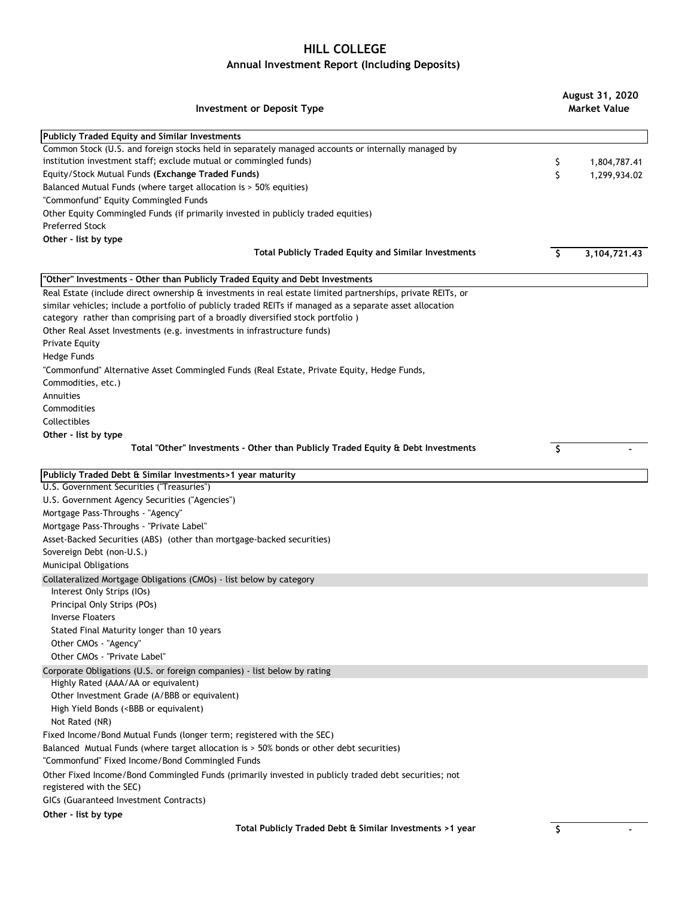# HILL COLLEGE

## Annual Investment Report (Including Deposits)

| Investment or Deposit Type | August 31, 2020 Market Value |
|---|---|
| **Publicly Traded Equity and Similar Investments** | |
| Common Stock (U.S. and foreign stocks held in separately managed accounts or internally managed by institution investment staff; exclude mutual or commingled funds) | $ 1,804,787.41 |
| Equity/Stock Mutual Funds **(Exchange Traded Funds)** | $ 1,299,934.02 |
| Balanced Mutual Funds (where target allocation is > 50% equities) | |
| "Commonfund" Equity Commingled Funds | |
| Other Equity Commingled Funds (if primarily invested in publicly traded equities) | |
| Preferred Stock | |
| **Other - list by type** | |
| **Total Publicly Traded Equity and Similar Investments** | **$ 3,104,721.43** |
| | |
| **"Other" Investments - Other than Publicly Traded Equity and Debt Investments** | |
| Real Estate (include direct ownership & investments in real estate limited partnerships, private REITs, or similar vehicles; include a portfolio of publicly traded REITs if managed as a separate asset allocation category rather than comprising part of a broadly diversified stock portfolio ) | |
| Other Real Asset Investments (e.g. investments in infrastructure funds) | |
| Private Equity | |
| Hedge Funds | |
| "Commonfund" Alternative Asset Commingled Funds (Real Estate, Private Equity, Hedge Funds, Commodities, etc.) | |
| Annuities | |
| Commodities | |
| Collectibles | |
| **Other - list by type** | |
| **Total "Other" Investments - Other than Publicly Traded Equity & Debt Investments** | **$ -** |
| | |
| **Publicly Traded Debt & Similar Investments>1 year maturity** | |
| U.S. Government Securities ("Treasuries") | |
| U.S. Government Agency Securities ("Agencies") | |
| Mortgage Pass-Throughs - "Agency" | |
| Mortgage Pass-Throughs - "Private Label" | |
| Asset-Backed Securities (ABS) (other than mortgage-backed securities) | |
| Sovereign Debt (non-U.S.) | |
| Municipal Obligations | |
| Collateralized Mortgage Obligations (CMOs) - list below by category | |
| Interest Only Strips (IOs) | |
| Principal Only Strips (POs) | |
| Inverse Floaters | |
| Stated Final Maturity longer than 10 years | |
| Other CMOs - "Agency" | |
| Other CMOs - "Private Label" | |
| Corporate Obligations (U.S. or foreign companies) - list below by rating | |
| Highly Rated (AAA/AA or equivalent) | |
| Other Investment Grade (A/BBB or equivalent) | |
| High Yield Bonds (<BBB or equivalent) | |
| Not Rated (NR) | |
| Fixed Income/Bond Mutual Funds (longer term; registered with the SEC) | |
| Balanced Mutual Funds (where target allocation is > 50% bonds or other debt securities) | |
| "Commonfund" Fixed Income/Bond Commingled Funds | |
| Other Fixed Income/Bond Commingled Funds (primarily invested in publicly traded debt securities; not registered with the SEC) | |
| GICs (Guaranteed Investment Contracts) | |
| **Other - list by type** | |
| **Total Publicly Traded Debt & Similar Investments >1 year** | **$ -** |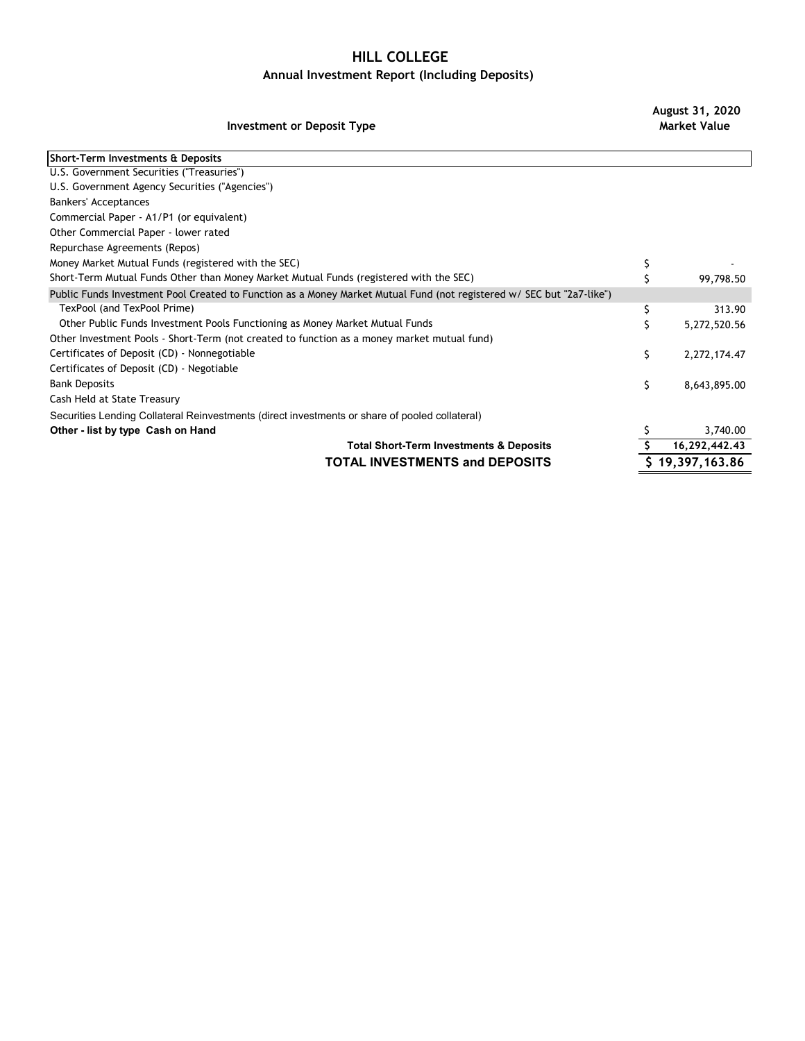# HILL COLLEGE

## Annual Investment Report (Including Deposits)

| Investment or Deposit Type | August 31, 2020 Market Value |
|---|---|
| **Short-Term Investments & Deposits** | |
| U.S. Government Securities ("Treasuries") | |
| U.S. Government Agency Securities ("Agencies") | |
| Bankers' Acceptances | |
| Commercial Paper - A1/P1 (or equivalent) | |
| Other Commercial Paper - lower rated | |
| Repurchase Agreements (Repos) | |
| Money Market Mutual Funds (registered with the SEC) | $ - |
| Short-Term Mutual Funds Other than Money Market Mutual Funds (registered with the SEC) | $ 99,798.50 |
| Public Funds Investment Pool Created to Function as a Money Market Mutual Fund (not registered w/ SEC but "2a7-like") | |
| TexPool (and TexPool Prime) | $ 313.90 |
| Other Public Funds Investment Pools Functioning as Money Market Mutual Funds | $ 5,272,520.56 |
| Other Investment Pools - Short-Term (not created to function as a money market mutual fund) | |
| Certificates of Deposit (CD) - Nonnegotiable | $ 2,272,174.47 |
| Certificates of Deposit (CD) - Negotiable | |
| Bank Deposits | $ 8,643,895.00 |
| Cash Held at State Treasury | |
| Securities Lending Collateral Reinvestments (direct investments or share of pooled collateral) | |
| **Other - list by type Cash on Hand** | $ 3,740.00 |
| **Total Short-Term Investments & Deposits** | $ 16,292,442.43 |
| **TOTAL INVESTMENTS and DEPOSITS** | **$ 19,397,163.86** |